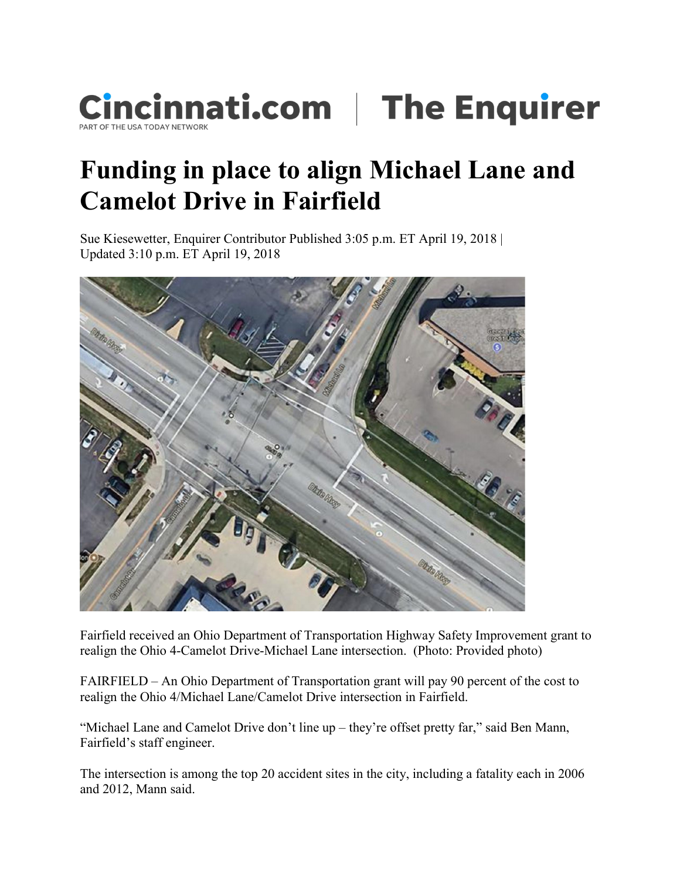Cincinnati.com | The Enquirer

PART OF THE USA TODAY NETWORK

# Funding in place to align Michael Lane and Camelot Drive in Fairfield

Sue Kiesewetter, Enquirer Contributor Published 3:05 p.m. ET April 19, 2018 | Updated 3:10 p.m. ET April 19, 2018

Fairfield received an Ohio Department of Transportation Highway Safety Improvement grant to realign the Ohio 4-Camelot Drive-Michael Lane intersection. (Photo: Provided photo)

FAIRFIELD – An Ohio Department of Transportation grant will pay 90 percent of the cost to realign the Ohio 4/Michael Lane/Camelot Drive intersection in Fairfield.

"Michael Lane and Camelot Drive don't line up – they're offset pretty far," said Ben Mann, Fairfield's staff engineer.

The intersection is among the top 20 accident sites in the city, including a fatality each in 2006 and 2012, Mann said.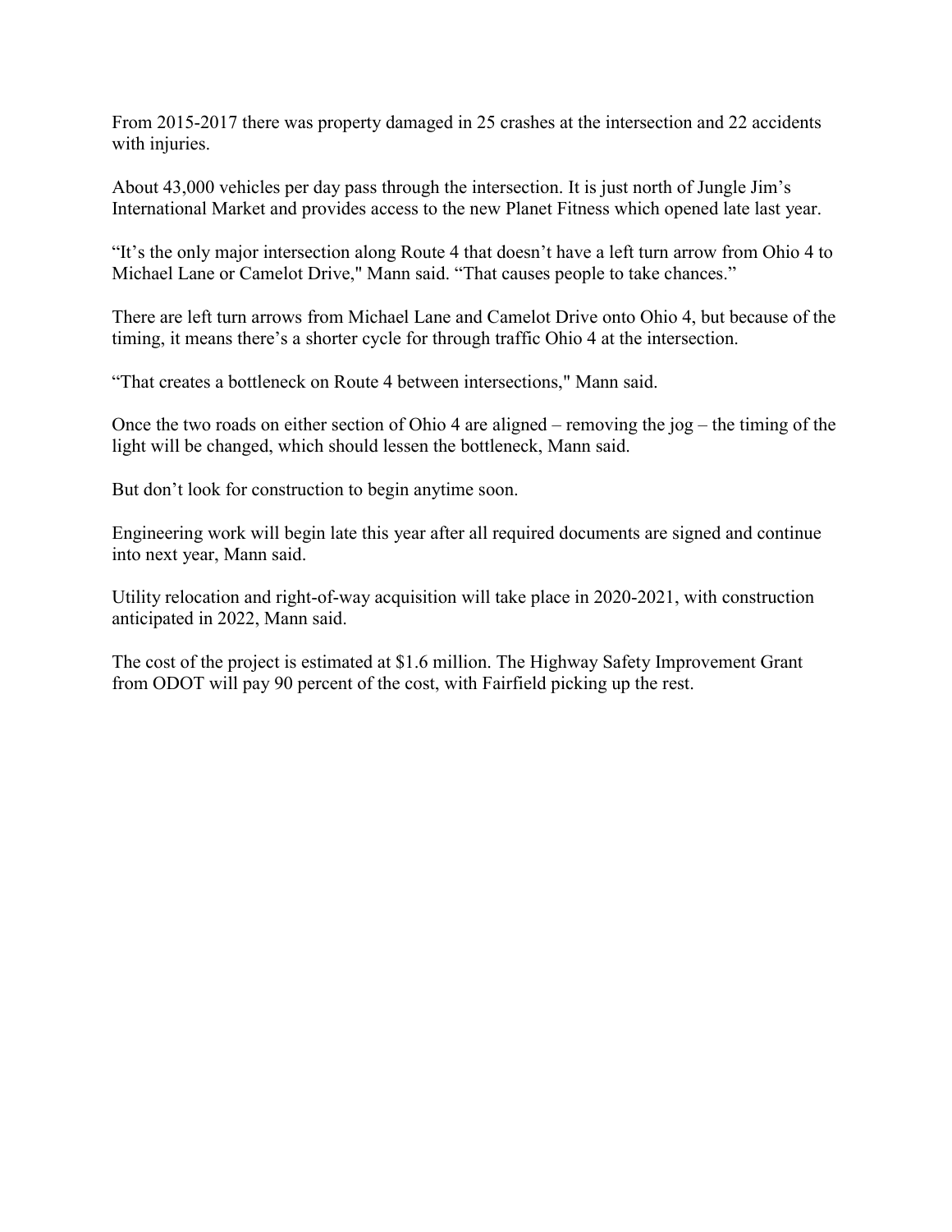From 2015-2017 there was property damaged in 25 crashes at the intersection and 22 accidents with injuries.

About 43,000 vehicles per day pass through the intersection. It is just north of Jungle Jim's International Market and provides access to the new Planet Fitness which opened late last year.

"It's the only major intersection along Route 4 that doesn't have a left turn arrow from Ohio 4 to Michael Lane or Camelot Drive," Mann said. "That causes people to take chances."

There are left turn arrows from Michael Lane and Camelot Drive onto Ohio 4, but because of the timing, it means there's a shorter cycle for through traffic Ohio 4 at the intersection.

"That creates a bottleneck on Route 4 between intersections," Mann said.

Once the two roads on either section of Ohio 4 are aligned – removing the jog – the timing of the light will be changed, which should lessen the bottleneck, Mann said.

But don't look for construction to begin anytime soon.

Engineering work will begin late this year after all required documents are signed and continue into next year, Mann said.

Utility relocation and right-of-way acquisition will take place in 2020-2021, with construction anticipated in 2022, Mann said.

The cost of the project is estimated at $1.6 million. The Highway Safety Improvement Grant from ODOT will pay 90 percent of the cost, with Fairfield picking up the rest.